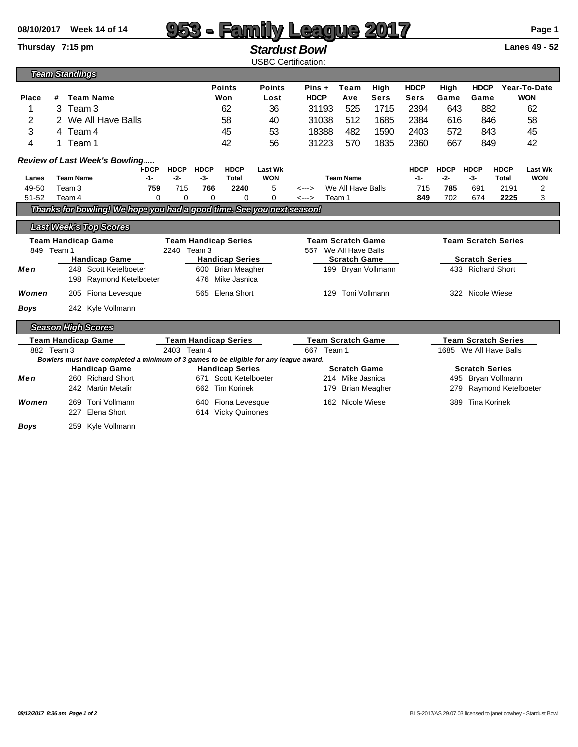08/10/2017 Week 14 of 14

# 953 - Family League 2017

Thursday 7:15 pm

## Stardust Bowl

Lanes 49 - 52

USBC Certification:

### Team Standings

| Place | # | Team Name | Points Won | Points Lost | Pins + HDCP | Team Ave | High Sers | HDCP Sers | High Game | HDCP Game | Year-To-Date WON |
|---|---|---|---|---|---|---|---|---|---|---|---|
| 1 | 3 | Team 3 | 62 | 36 | 31193 | 525 | 1715 | 2394 | 643 | 882 | 62 |
| 2 | 2 | We All Have Balls | 58 | 40 | 31038 | 512 | 1685 | 2384 | 616 | 846 | 58 |
| 3 | 4 | Team 4 | 45 | 53 | 18388 | 482 | 1590 | 2403 | 572 | 843 | 45 |
| 4 | 1 | Team 1 | 42 | 56 | 31223 | 570 | 1835 | 2360 | 667 | 849 | 42 |

### Review of Last Week's Bowling.....

| Lanes | Team Name | HDCP -1- | HDCP -2- | HDCP -3- | HDCP Total | Last Wk WON | | Team Name | HDCP -1- | HDCP -2- | HDCP -3- | HDCP Total | Last Wk WON |
|---|---|---|---|---|---|---|---|---|---|---|---|---|---|
| 49-50 | Team 3 | **759** | 715 | **766** | **2240** | 5 | <---> | We All Have Balls | 715 | **785** | 691 | 2191 | 2 |
| 51-52 | Team 4 | 0 | 0 | 0 | 0 | 0 | <---> | Team 1 | **849** | 702 | 674 | **2225** | 3 |

*Thanks for bowling! We hope you had a good time. See you next season!*

### Last Week's Top Scores

| | Team Handicap Game | Team Handicap Series | Team Scratch Game | Team Scratch Series |
|---|---|---|---|---|
| | 849 Team 1 | 2240 Team 3 | 557 We All Have Balls | |
| | **Handicap Game** | **Handicap Series** | **Scratch Game** | **Scratch Series** |
| **Men** | 248 Scott Ketelboeter | 600 Brian Meagher | 199 Bryan Vollmann | 433 Richard Short |
| | 198 Raymond Ketelboeter | 476 Mike Jasnica | | |
| **Women** | 205 Fiona Levesque | 565 Elena Short | 129 Toni Vollmann | 322 Nicole Wiese |
| **Boys** | 242 Kyle Vollmann | | | |

### Season High Scores

| | Team Handicap Game | Team Handicap Series | Team Scratch Game | Team Scratch Series |
|---|---|---|---|---|
| | 882 Team 3 | 2403 Team 4 | 667 Team 1 | 1685 We All Have Balls |

***Bowlers must have completed a minimum of 3 games to be eligible for any league award.***

| | Handicap Game | Handicap Series | Scratch Game | Scratch Series |
|---|---|---|---|---|
| **Men** | 260 Richard Short | 671 Scott Ketelboeter | 214 Mike Jasnica | 495 Bryan Vollmann |
| | 242 Martin Metalir | 662 Tim Korinek | 179 Brian Meagher | 279 Raymond Ketelboeter |
| **Women** | 269 Toni Vollmann | 640 Fiona Levesque | 162 Nicole Wiese | 389 Tina Korinek |
| | 227 Elena Short | 614 Vicky Quinones | | |
| **Boys** | 259 Kyle Vollmann | | | |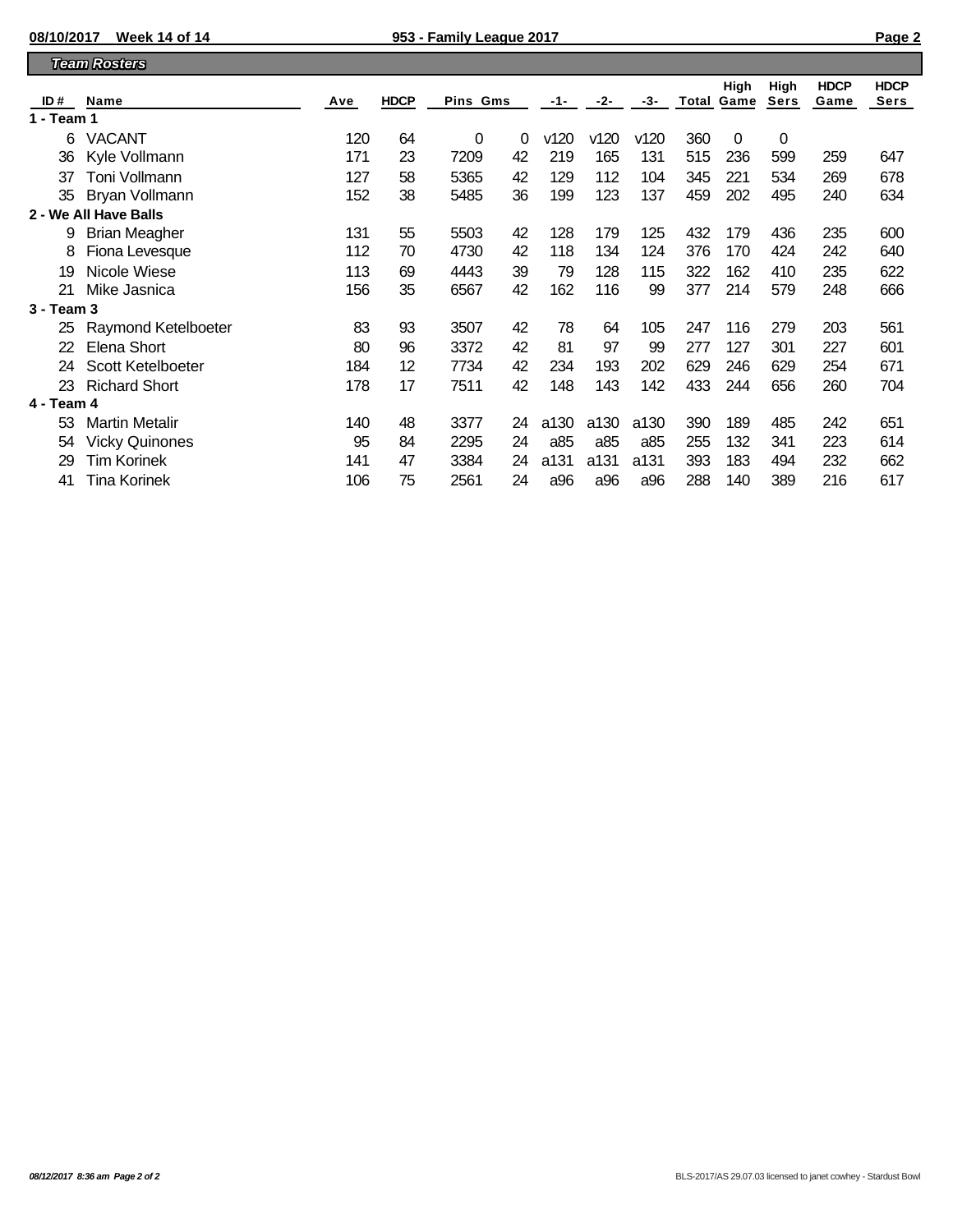## Team Rosters

| ID # | Name | Ave | HDCP | Pins | Gms | -1- | -2- | -3- | Total | High Game | High Sers | HDCP Game | HDCP Sers |
|---|---|---|---|---|---|---|---|---|---|---|---|---|---|
| **1 - Team 1** | | | | | | | | | | | | | |
| 6 | VACANT | 120 | 64 | 0 | 0 | v120 | v120 | v120 | 360 | 0 | 0 | | |
| 36 | Kyle Vollmann | 171 | 23 | 7209 | 42 | 219 | 165 | 131 | 515 | 236 | 599 | 259 | 647 |
| 37 | Toni Vollmann | 127 | 58 | 5365 | 42 | 129 | 112 | 104 | 345 | 221 | 534 | 269 | 678 |
| 35 | Bryan Vollmann | 152 | 38 | 5485 | 36 | 199 | 123 | 137 | 459 | 202 | 495 | 240 | 634 |
| **2 - We All Have Balls** | | | | | | | | | | | | | |
| 9 | Brian Meagher | 131 | 55 | 5503 | 42 | 128 | 179 | 125 | 432 | 179 | 436 | 235 | 600 |
| 8 | Fiona Levesque | 112 | 70 | 4730 | 42 | 118 | 134 | 124 | 376 | 170 | 424 | 242 | 640 |
| 19 | Nicole Wiese | 113 | 69 | 4443 | 39 | 79 | 128 | 115 | 322 | 162 | 410 | 235 | 622 |
| 21 | Mike Jasnica | 156 | 35 | 6567 | 42 | 162 | 116 | 99 | 377 | 214 | 579 | 248 | 666 |
| **3 - Team 3** | | | | | | | | | | | | | |
| 25 | Raymond Ketelboeter | 83 | 93 | 3507 | 42 | 78 | 64 | 105 | 247 | 116 | 279 | 203 | 561 |
| 22 | Elena Short | 80 | 96 | 3372 | 42 | 81 | 97 | 99 | 277 | 127 | 301 | 227 | 601 |
| 24 | Scott Ketelboeter | 184 | 12 | 7734 | 42 | 234 | 193 | 202 | 629 | 246 | 629 | 254 | 671 |
| 23 | Richard Short | 178 | 17 | 7511 | 42 | 148 | 143 | 142 | 433 | 244 | 656 | 260 | 704 |
| **4 - Team 4** | | | | | | | | | | | | | |
| 53 | Martin Metalir | 140 | 48 | 3377 | 24 | a130 | a130 | a130 | 390 | 189 | 485 | 242 | 651 |
| 54 | Vicky Quinones | 95 | 84 | 2295 | 24 | a85 | a85 | a85 | 255 | 132 | 341 | 223 | 614 |
| 29 | Tim Korinek | 141 | 47 | 3384 | 24 | a131 | a131 | a131 | 393 | 183 | 494 | 232 | 662 |
| 41 | Tina Korinek | 106 | 75 | 2561 | 24 | a96 | a96 | a96 | 288 | 140 | 389 | 216 | 617 |